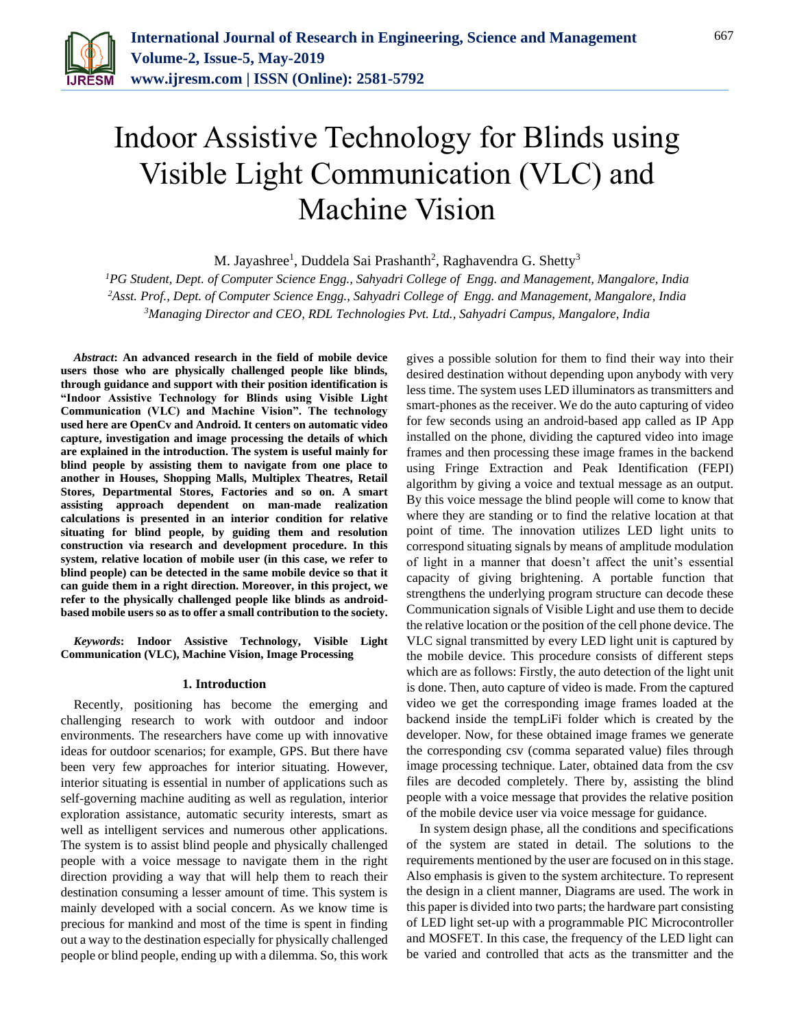# Indoor Assistive Technology for Blinds using Visible Light Communication (VLC) and Machine Vision

M. Jayashree[1], Duddela Sai Prashanth[2], Raghavendra G. Shetty[3]

[1]*PG Student, Dept. of Computer Science Engg., Sahyadri College of Engg. and Management, Mangalore, India*
[2]*Asst. Prof., Dept. of Computer Science Engg., Sahyadri College of Engg. and Management, Mangalore, India*
[3]*Managing Director and CEO, RDL Technologies Pvt. Ltd., Sahyadri Campus, Mangalore, India*

***Abstract*: An advanced research in the field of mobile device users those who are physically challenged people like blinds, through guidance and support with their position identification is "Indoor Assistive Technology for Blinds using Visible Light Communication (VLC) and Machine Vision". The technology used here are OpenCv and Android. It centers on automatic video capture, investigation and image processing the details of which are explained in the introduction. The system is useful mainly for blind people by assisting them to navigate from one place to another in Houses, Shopping Malls, Multiplex Theatres, Retail Stores, Departmental Stores, Factories and so on. A smart assisting approach dependent on man-made realization calculations is presented in an interior condition for relative situating for blind people, by guiding them and resolution construction via research and development procedure. In this system, relative location of mobile user (in this case, we refer to blind people) can be detected in the same mobile device so that it can guide them in a right direction. Moreover, in this project, we refer to the physically challenged people like blinds as android-based mobile users so as to offer a small contribution to the society.**

***Keywords*: Indoor Assistive Technology, Visible Light Communication (VLC), Machine Vision, Image Processing**

## 1. Introduction

Recently, positioning has become the emerging and challenging research to work with outdoor and indoor environments. The researchers have come up with innovative ideas for outdoor scenarios; for example, GPS. But there have been very few approaches for interior situating. However, interior situating is essential in number of applications such as self-governing machine auditing as well as regulation, interior exploration assistance, automatic security interests, smart as well as intelligent services and numerous other applications. The system is to assist blind people and physically challenged people with a voice message to navigate them in the right direction providing a way that will help them to reach their destination consuming a lesser amount of time. This system is mainly developed with a social concern. As we know time is precious for mankind and most of the time is spent in finding out a way to the destination especially for physically challenged people or blind people, ending up with a dilemma. So, this work gives a possible solution for them to find their way into their desired destination without depending upon anybody with very less time. The system uses LED illuminators as transmitters and smart-phones as the receiver. We do the auto capturing of video for few seconds using an android-based app called as IP App installed on the phone, dividing the captured video into image frames and then processing these image frames in the backend using Fringe Extraction and Peak Identification (FEPI) algorithm by giving a voice and textual message as an output. By this voice message the blind people will come to know that where they are standing or to find the relative location at that point of time. The innovation utilizes LED light units to correspond situating signals by means of amplitude modulation of light in a manner that doesn't affect the unit's essential capacity of giving brightening. A portable function that strengthens the underlying program structure can decode these Communication signals of Visible Light and use them to decide the relative location or the position of the cell phone device. The VLC signal transmitted by every LED light unit is captured by the mobile device. This procedure consists of different steps which are as follows: Firstly, the auto detection of the light unit is done. Then, auto capture of video is made. From the captured video we get the corresponding image frames loaded at the backend inside the tempLiFi folder which is created by the developer. Now, for these obtained image frames we generate the corresponding csv (comma separated value) files through image processing technique. Later, obtained data from the csv files are decoded completely. There by, assisting the blind people with a voice message that provides the relative position of the mobile device user via voice message for guidance.

In system design phase, all the conditions and specifications of the system are stated in detail. The solutions to the requirements mentioned by the user are focused on in this stage. Also emphasis is given to the system architecture. To represent the design in a client manner, Diagrams are used. The work in this paper is divided into two parts; the hardware part consisting of LED light set-up with a programmable PIC Microcontroller and MOSFET. In this case, the frequency of the LED light can be varied and controlled that acts as the transmitter and the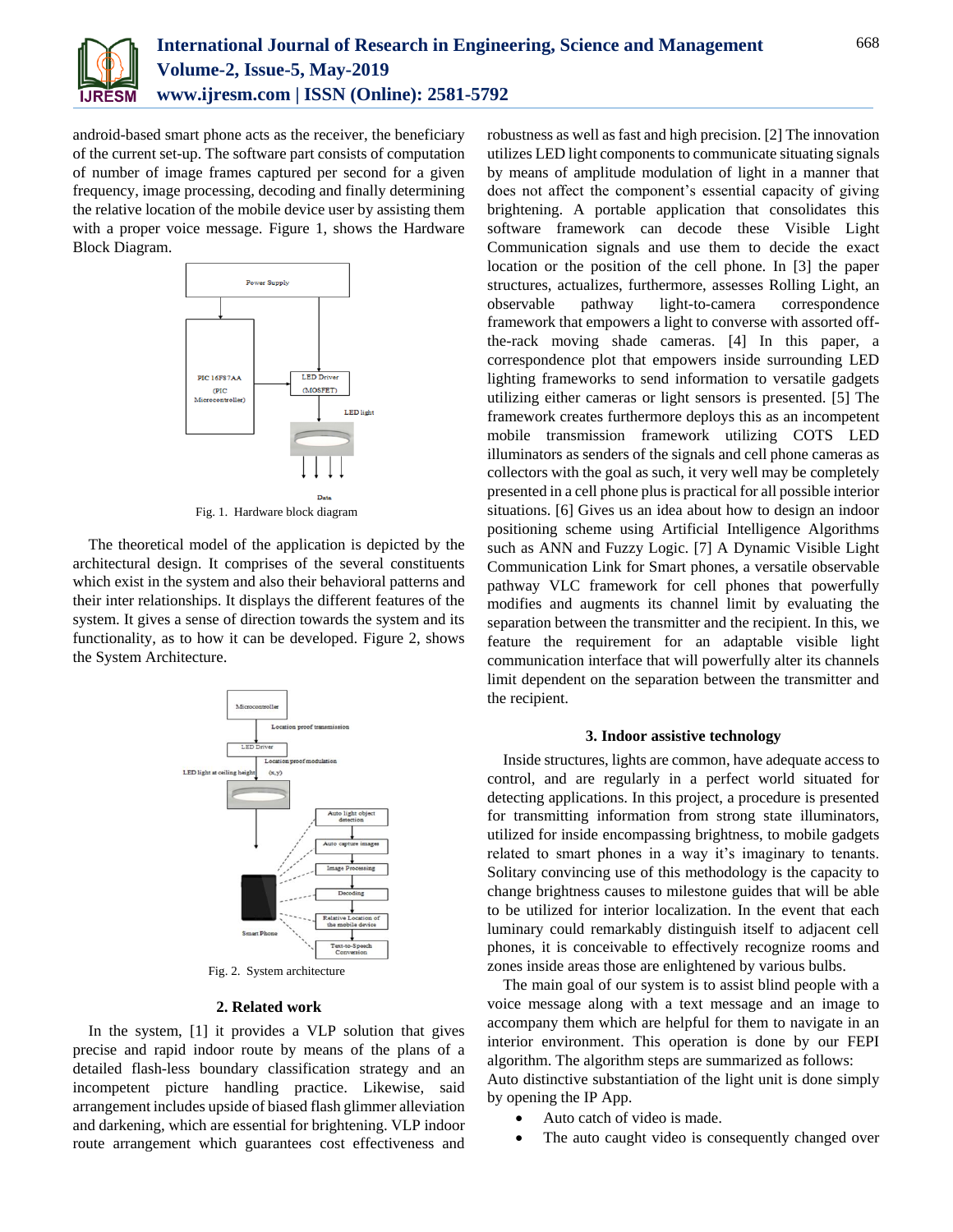android-based smart phone acts as the receiver, the beneficiary of the current set-up. The software part consists of computation of number of image frames captured per second for a given frequency, image processing, decoding and finally determining the relative location of the mobile device user by assisting them with a proper voice message. Figure 1, shows the Hardware Block Diagram.

Fig. 1. Hardware block diagram

The theoretical model of the application is depicted by the architectural design. It comprises of the several constituents which exist in the system and also their behavioral patterns and their inter relationships. It displays the different features of the system. It gives a sense of direction towards the system and its functionality, as to how it can be developed. Figure 2, shows the System Architecture.

Fig. 2. System architecture

## 2. Related work

In the system, [1] it provides a VLP solution that gives precise and rapid indoor route by means of the plans of a detailed flash-less boundary classification strategy and an incompetent picture handling practice. Likewise, said arrangement includes upside of biased flash glimmer alleviation and darkening, which are essential for brightening. VLP indoor route arrangement which guarantees cost effectiveness and robustness as well as fast and high precision. [2] The innovation utilizes LED light components to communicate situating signals by means of amplitude modulation of light in a manner that does not affect the component's essential capacity of giving brightening. A portable application that consolidates this software framework can decode these Visible Light Communication signals and use them to decide the exact location or the position of the cell phone. In [3] the paper structures, actualizes, furthermore, assesses Rolling Light, an observable pathway light-to-camera correspondence framework that empowers a light to converse with assorted off-the-rack moving shade cameras. [4] In this paper, a correspondence plot that empowers inside surrounding LED lighting frameworks to send information to versatile gadgets utilizing either cameras or light sensors is presented. [5] The framework creates furthermore deploys this as an incompetent mobile transmission framework utilizing COTS LED illuminators as senders of the signals and cell phone cameras as collectors with the goal as such, it very well may be completely presented in a cell phone plus is practical for all possible interior situations. [6] Gives us an idea about how to design an indoor positioning scheme using Artificial Intelligence Algorithms such as ANN and Fuzzy Logic. [7] A Dynamic Visible Light Communication Link for Smart phones, a versatile observable pathway VLC framework for cell phones that powerfully modifies and augments its channel limit by evaluating the separation between the transmitter and the recipient. In this, we feature the requirement for an adaptable visible light communication interface that will powerfully alter its channels limit dependent on the separation between the transmitter and the recipient.

## 3. Indoor assistive technology

Inside structures, lights are common, have adequate access to control, and are regularly in a perfect world situated for detecting applications. In this project, a procedure is presented for transmitting information from strong state illuminators, utilized for inside encompassing brightness, to mobile gadgets related to smart phones in a way it's imaginary to tenants. Solitary convincing use of this methodology is the capacity to change brightness causes to milestone guides that will be able to be utilized for interior localization. In the event that each luminary could remarkably distinguish itself to adjacent cell phones, it is conceivable to effectively recognize rooms and zones inside areas those are enlightened by various bulbs.

The main goal of our system is to assist blind people with a voice message along with a text message and an image to accompany them which are helpful for them to navigate in an interior environment. This operation is done by our FEPI algorithm. The algorithm steps are summarized as follows:

Auto distinctive substantiation of the light unit is done simply by opening the IP App.

- Auto catch of video is made.
- The auto caught video is consequently changed over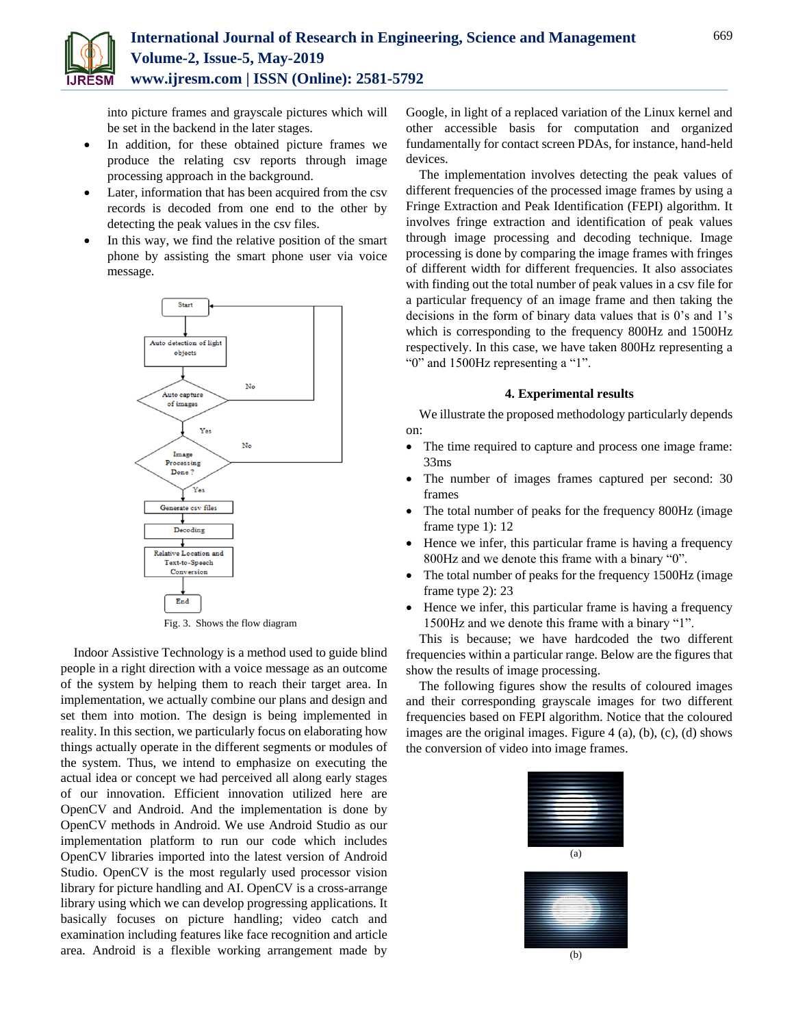into picture frames and grayscale pictures which will be set in the backend in the later stages.

- In addition, for these obtained picture frames we produce the relating csv reports through image processing approach in the background.
- Later, information that has been acquired from the csv records is decoded from one end to the other by detecting the peak values in the csv files.
- In this way, we find the relative position of the smart phone by assisting the smart phone user via voice message.

Fig. 3. Shows the flow diagram

Indoor Assistive Technology is a method used to guide blind people in a right direction with a voice message as an outcome of the system by helping them to reach their target area. In implementation, we actually combine our plans and design and set them into motion. The design is being implemented in reality. In this section, we particularly focus on elaborating how things actually operate in the different segments or modules of the system. Thus, we intend to emphasize on executing the actual idea or concept we had perceived all along early stages of our innovation. Efficient innovation utilized here are OpenCV and Android. And the implementation is done by OpenCV methods in Android. We use Android Studio as our implementation platform to run our code which includes OpenCV libraries imported into the latest version of Android Studio. OpenCV is the most regularly used processor vision library for picture handling and AI. OpenCV is a cross-arrange library using which we can develop progressing applications. It basically focuses on picture handling; video catch and examination including features like face recognition and article area. Android is a flexible working arrangement made by Google, in light of a replaced variation of the Linux kernel and other accessible basis for computation and organized fundamentally for contact screen PDAs, for instance, hand-held devices.

The implementation involves detecting the peak values of different frequencies of the processed image frames by using a Fringe Extraction and Peak Identification (FEPI) algorithm. It involves fringe extraction and identification of peak values through image processing and decoding technique. Image processing is done by comparing the image frames with fringes of different width for different frequencies. It also associates with finding out the total number of peak values in a csv file for a particular frequency of an image frame and then taking the decisions in the form of binary data values that is 0's and 1's which is corresponding to the frequency 800Hz and 1500Hz respectively. In this case, we have taken 800Hz representing a "0" and 1500Hz representing a "1".

## 4. Experimental results

We illustrate the proposed methodology particularly depends on:

- The time required to capture and process one image frame: 33ms
- The number of images frames captured per second: 30 frames
- The total number of peaks for the frequency 800Hz (image frame type 1): 12
- Hence we infer, this particular frame is having a frequency 800Hz and we denote this frame with a binary "0".
- The total number of peaks for the frequency 1500Hz (image frame type 2): 23
- Hence we infer, this particular frame is having a frequency 1500Hz and we denote this frame with a binary "1".

This is because; we have hardcoded the two different frequencies within a particular range. Below are the figures that show the results of image processing.

The following figures show the results of coloured images and their corresponding grayscale images for two different frequencies based on FEPI algorithm. Notice that the coloured images are the original images. Figure 4 (a), (b), (c), (d) shows the conversion of video into image frames.

(a)

(b)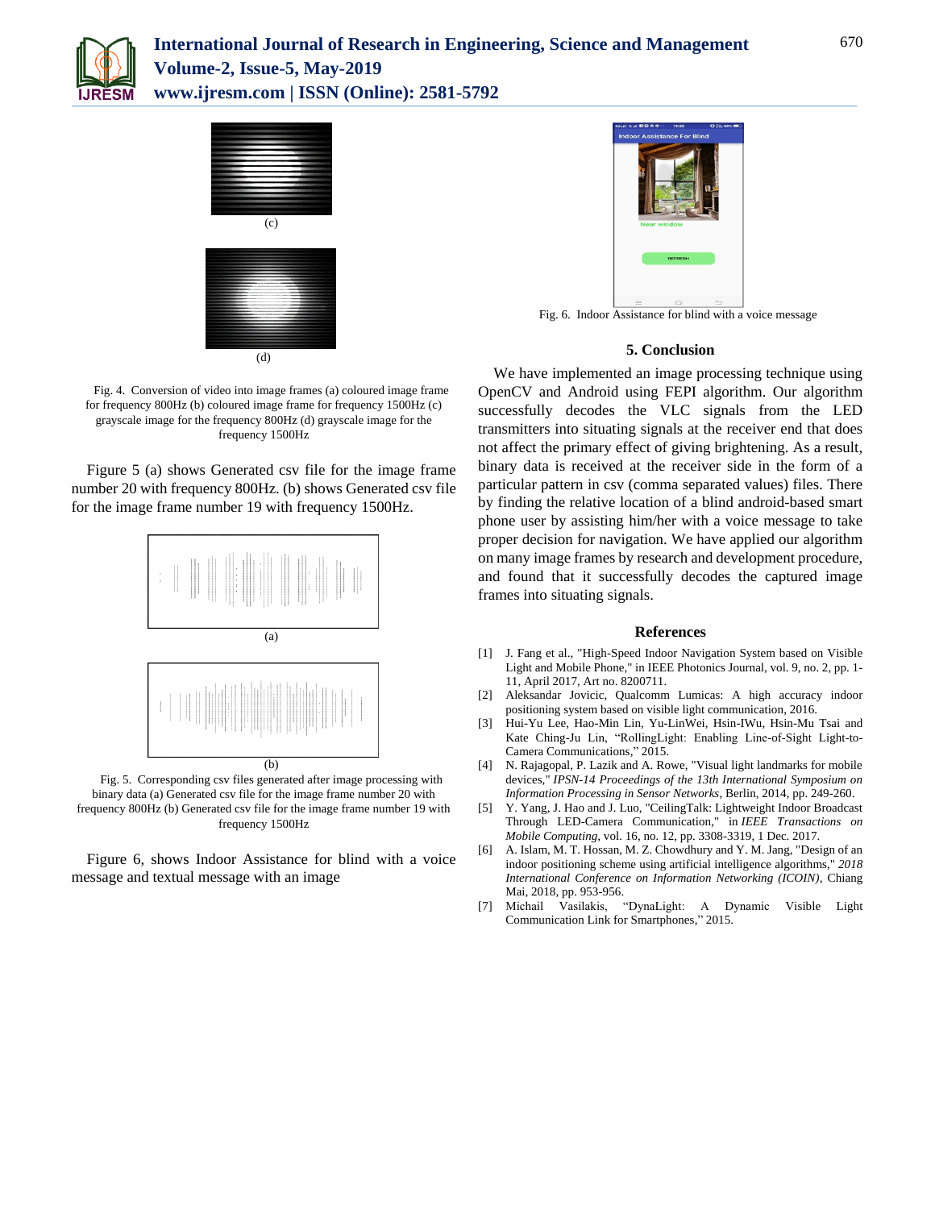(c)

(d)

Fig. 4. Conversion of video into image frames (a) coloured image frame for frequency 800Hz (b) coloured image frame for frequency 1500Hz (c) grayscale image for the frequency 800Hz (d) grayscale image for the frequency 1500Hz

Figure 5 (a) shows Generated csv file for the image frame number 20 with frequency 800Hz. (b) shows Generated csv file for the image frame number 19 with frequency 1500Hz.

(a)

(b)

Fig. 5. Corresponding csv files generated after image processing with binary data (a) Generated csv file for the image frame number 20 with frequency 800Hz (b) Generated csv file for the image frame number 19 with frequency 1500Hz

Figure 6, shows Indoor Assistance for blind with a voice message and textual message with an image

Fig. 6. Indoor Assistance for blind with a voice message

## 5. Conclusion

We have implemented an image processing technique using OpenCV and Android using FEPI algorithm. Our algorithm successfully decodes the VLC signals from the LED transmitters into situating signals at the receiver end that does not affect the primary effect of giving brightening. As a result, binary data is received at the receiver side in the form of a particular pattern in csv (comma separated values) files. There by finding the relative location of a blind android-based smart phone user by assisting him/her with a voice message to take proper decision for navigation. We have applied our algorithm on many image frames by research and development procedure, and found that it successfully decodes the captured image frames into situating signals.

## References

[1] J. Fang et al., "High-Speed Indoor Navigation System based on Visible Light and Mobile Phone," in IEEE Photonics Journal, vol. 9, no. 2, pp. 1-11, April 2017, Art no. 8200711.

[2] Aleksandar Jovicic, Qualcomm Lumicas: A high accuracy indoor positioning system based on visible light communication, 2016.

[3] Hui-Yu Lee, Hao-Min Lin, Yu-LinWei, Hsin-IWu, Hsin-Mu Tsai and Kate Ching-Ju Lin, "RollingLight: Enabling Line-of-Sight Light-to-Camera Communications," 2015.

[4] N. Rajagopal, P. Lazik and A. Rowe, "Visual light landmarks for mobile devices," *IPSN-14 Proceedings of the 13th International Symposium on Information Processing in Sensor Networks*, Berlin, 2014, pp. 249-260.

[5] Y. Yang, J. Hao and J. Luo, "CeilingTalk: Lightweight Indoor Broadcast Through LED-Camera Communication," in *IEEE Transactions on Mobile Computing*, vol. 16, no. 12, pp. 3308-3319, 1 Dec. 2017.

[6] A. Islam, M. T. Hossan, M. Z. Chowdhury and Y. M. Jang, "Design of an indoor positioning scheme using artificial intelligence algorithms," *2018 International Conference on Information Networking (ICOIN)*, Chiang Mai, 2018, pp. 953-956.

[7] Michail Vasilakis, "DynaLight: A Dynamic Visible Light Communication Link for Smartphones," 2015.